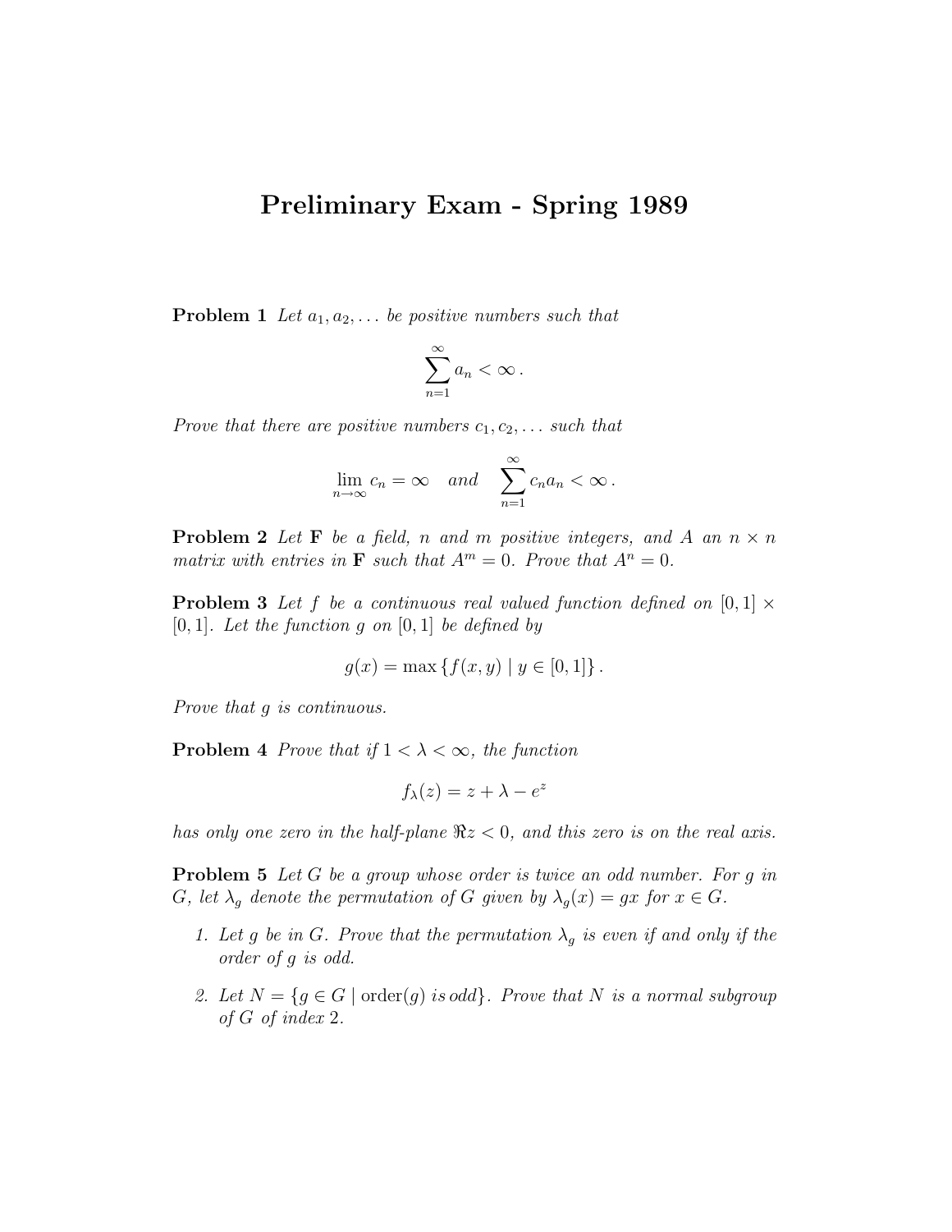# Preliminary Exam - Spring 1989

**Problem 1** *Let $a_1, a_2, \ldots$ be positive numbers such that*

$$\sum_{n=1}^{\infty} a_n < \infty \, .$$

*Prove that there are positive numbers $c_1, c_2, \ldots$ such that*

$$\lim_{n\to\infty} c_n = \infty \quad \text{and} \quad \sum_{n=1}^{\infty} c_n a_n < \infty \, .$$

**Problem 2** *Let $\mathbf{F}$ be a field, $n$ and $m$ positive integers, and $A$ an $n \times n$ matrix with entries in $\mathbf{F}$ such that $A^m = 0$. Prove that $A^n = 0$.*

**Problem 3** *Let $f$ be a continuous real valued function defined on $[0,1] \times [0,1]$. Let the function $g$ on $[0,1]$ be defined by*

$$g(x) = \max \left\{ f(x,y) \mid y \in [0,1] \right\} .$$

*Prove that $g$ is continuous.*

**Problem 4** *Prove that if $1 < \lambda < \infty$, the function*

$$f_\lambda(z) = z + \lambda - e^z$$

*has only one zero in the half-plane $\Re z < 0$, and this zero is on the real axis.*

**Problem 5** *Let $G$ be a group whose order is twice an odd number. For $g$ in $G$, let $\lambda_g$ denote the permutation of $G$ given by $\lambda_g(x) = gx$ for $x \in G$.*

1. *Let $g$ be in $G$. Prove that the permutation $\lambda_g$ is even if and only if the order of $g$ is odd.*
2. *Let $N = \{g \in G \mid \text{order}(g) \text{ is odd}\}$. Prove that $N$ is a normal subgroup of $G$ of index 2.*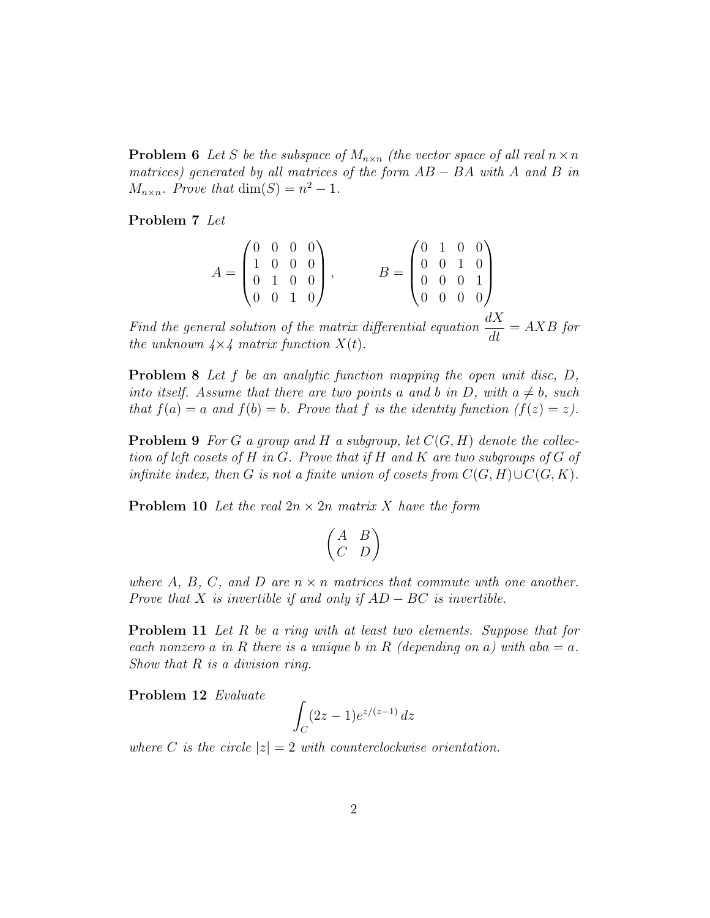**Problem 6** *Let $S$ be the subspace of $M_{n\times n}$ (the vector space of all real $n \times n$ matrices) generated by all matrices of the form $AB - BA$ with $A$ and $B$ in $M_{n\times n}$. Prove that $\dim(S) = n^2 - 1$.*

**Problem 7** *Let*

$$A = \begin{pmatrix} 0 & 0 & 0 & 0 \\ 1 & 0 & 0 & 0 \\ 0 & 1 & 0 & 0 \\ 0 & 0 & 1 & 0 \end{pmatrix}, \qquad B = \begin{pmatrix} 0 & 1 & 0 & 0 \\ 0 & 0 & 1 & 0 \\ 0 & 0 & 0 & 1 \\ 0 & 0 & 0 & 0 \end{pmatrix}$$

*Find the general solution of the matrix differential equation $\dfrac{dX}{dt} = AXB$ for the unknown $4\times 4$ matrix function $X(t)$.*

**Problem 8** *Let $f$ be an analytic function mapping the open unit disc, $D$, into itself. Assume that there are two points $a$ and $b$ in $D$, with $a \neq b$, such that $f(a) = a$ and $f(b) = b$. Prove that $f$ is the identity function ($f(z) = z$).*

**Problem 9** *For $G$ a group and $H$ a subgroup, let $C(G, H)$ denote the collection of left cosets of $H$ in $G$. Prove that if $H$ and $K$ are two subgroups of $G$ of infinite index, then $G$ is not a finite union of cosets from $C(G, H) \cup C(G, K)$.*

**Problem 10** *Let the real $2n \times 2n$ matrix $X$ have the form*

$$\begin{pmatrix} A & B \\ C & D \end{pmatrix}$$

*where $A$, $B$, $C$, and $D$ are $n \times n$ matrices that commute with one another. Prove that $X$ is invertible if and only if $AD - BC$ is invertible.*

**Problem 11** *Let $R$ be a ring with at least two elements. Suppose that for each nonzero $a$ in $R$ there is a unique $b$ in $R$ (depending on $a$) with $aba = a$. Show that $R$ is a division ring.*

**Problem 12** *Evaluate*

$$\int_C (2z - 1)e^{z/(z-1)}\, dz$$

*where $C$ is the circle $|z| = 2$ with counterclockwise orientation.*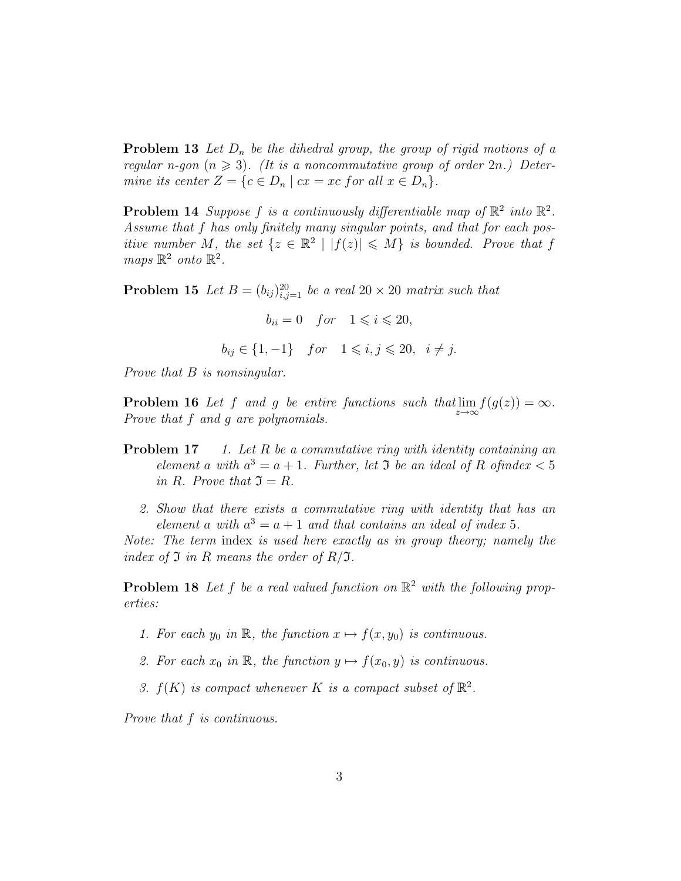**Problem 13** *Let $D_n$ be the dihedral group, the group of rigid motions of a regular n-gon ($n \geqslant 3$). (It is a noncommutative group of order $2n$.) Determine its center $Z = \{c \in D_n \mid cx = xc \text{ for all } x \in D_n\}$.*

**Problem 14** *Suppose $f$ is a continuously differentiable map of $\mathbb{R}^2$ into $\mathbb{R}^2$. Assume that $f$ has only finitely many singular points, and that for each positive number $M$, the set $\{z \in \mathbb{R}^2 \mid |f(z)| \leqslant M\}$ is bounded. Prove that $f$ maps $\mathbb{R}^2$ onto $\mathbb{R}^2$.*

**Problem 15** *Let $B = (b_{ij})_{i,j=1}^{20}$ be a real $20 \times 20$ matrix such that*

$$b_{ii} = 0 \quad for \quad 1 \leqslant i \leqslant 20,$$

$$b_{ij} \in \{1, -1\} \quad for \quad 1 \leqslant i, j \leqslant 20, \ \ i \neq j.$$

*Prove that $B$ is nonsingular.*

**Problem 16** *Let $f$ and $g$ be entire functions such that $\lim_{z \to \infty} f(g(z)) = \infty$. Prove that $f$ and $g$ are polynomials.*

**Problem 17**

1. *Let $R$ be a commutative ring with identity containing an element $a$ with $a^3 = a + 1$. Further, let $\mathfrak{I}$ be an ideal of $R$ ofindex $< 5$ in $R$. Prove that $\mathfrak{I} = R$.*

2. *Show that there exists a commutative ring with identity that has an element $a$ with $a^3 = a + 1$ and that contains an ideal of index 5.*

*Note: The term* index *is used here exactly as in group theory; namely the index of $\mathfrak{I}$ in $R$ means the order of $R/\mathfrak{I}$.*

**Problem 18** *Let $f$ be a real valued function on $\mathbb{R}^2$ with the following properties:*

1. *For each $y_0$ in $\mathbb{R}$, the function $x \mapsto f(x, y_0)$ is continuous.*

2. *For each $x_0$ in $\mathbb{R}$, the function $y \mapsto f(x_0, y)$ is continuous.*

3. *$f(K)$ is compact whenever $K$ is a compact subset of $\mathbb{R}^2$.*

*Prove that $f$ is continuous.*